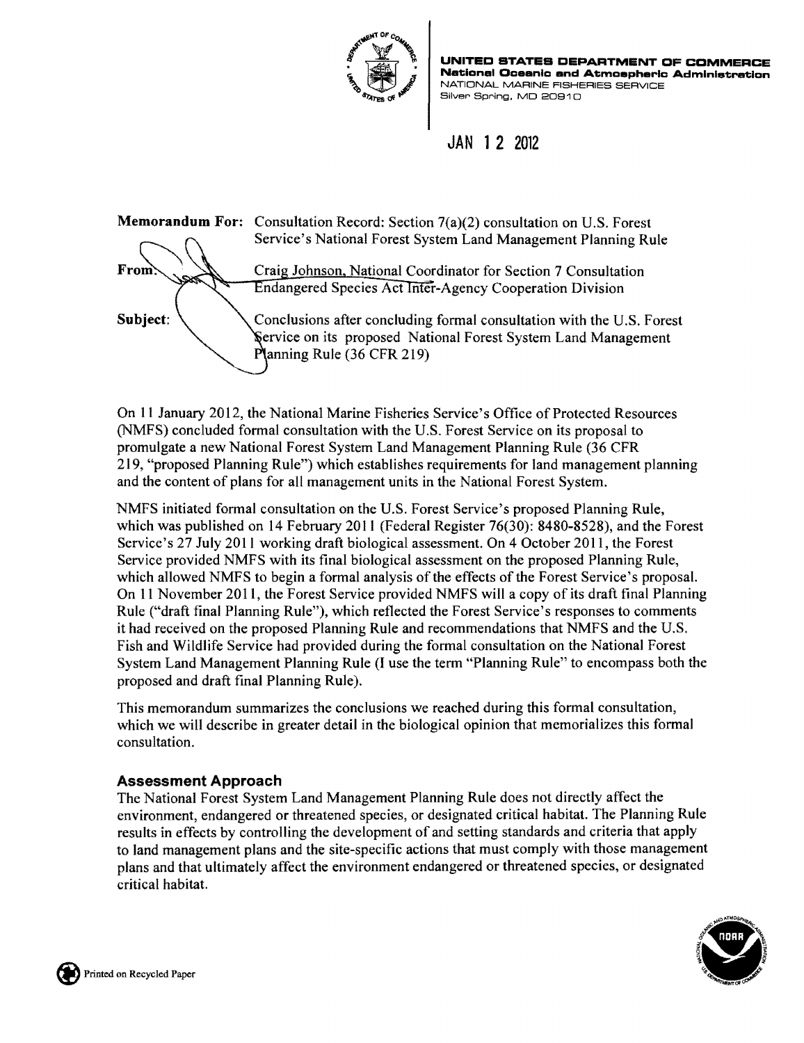**UNITED STATES DEPARTMENT OF COMMERCE**
**National Oceanic and Atmospheric Administration**
NATIONAL MARINE FISHERIES SERVICE
Silver Spring, MD 20910

JAN 12 2012

**Memorandum For:** Consultation Record: Section 7(a)(2) consultation on U.S. Forest Service's National Forest System Land Management Planning Rule

**From:** Craig Johnson, National Coordinator for Section 7 Consultation
Endangered Species Act Inter-Agency Cooperation Division

**Subject:** Conclusions after concluding formal consultation with the U.S. Forest Service on its proposed National Forest System Land Management Planning Rule (36 CFR 219)

On 11 January 2012, the National Marine Fisheries Service's Office of Protected Resources (NMFS) concluded formal consultation with the U.S. Forest Service on its proposal to promulgate a new National Forest System Land Management Planning Rule (36 CFR 219, "proposed Planning Rule") which establishes requirements for land management planning and the content of plans for all management units in the National Forest System.

NMFS initiated formal consultation on the U.S. Forest Service's proposed Planning Rule, which was published on 14 February 2011 (Federal Register 76(30): 8480-8528), and the Forest Service's 27 July 2011 working draft biological assessment. On 4 October 2011, the Forest Service provided NMFS with its final biological assessment on the proposed Planning Rule, which allowed NMFS to begin a formal analysis of the effects of the Forest Service's proposal. On 11 November 2011, the Forest Service provided NMFS will a copy of its draft final Planning Rule ("draft final Planning Rule"), which reflected the Forest Service's responses to comments it had received on the proposed Planning Rule and recommendations that NMFS and the U.S. Fish and Wildlife Service had provided during the formal consultation on the National Forest System Land Management Planning Rule (I use the term "Planning Rule" to encompass both the proposed and draft final Planning Rule).

This memorandum summarizes the conclusions we reached during this formal consultation, which we will describe in greater detail in the biological opinion that memorializes this formal consultation.

### Assessment Approach

The National Forest System Land Management Planning Rule does not directly affect the environment, endangered or threatened species, or designated critical habitat. The Planning Rule results in effects by controlling the development of and setting standards and criteria that apply to land management plans and the site-specific actions that must comply with those management plans and that ultimately affect the environment endangered or threatened species, or designated critical habitat.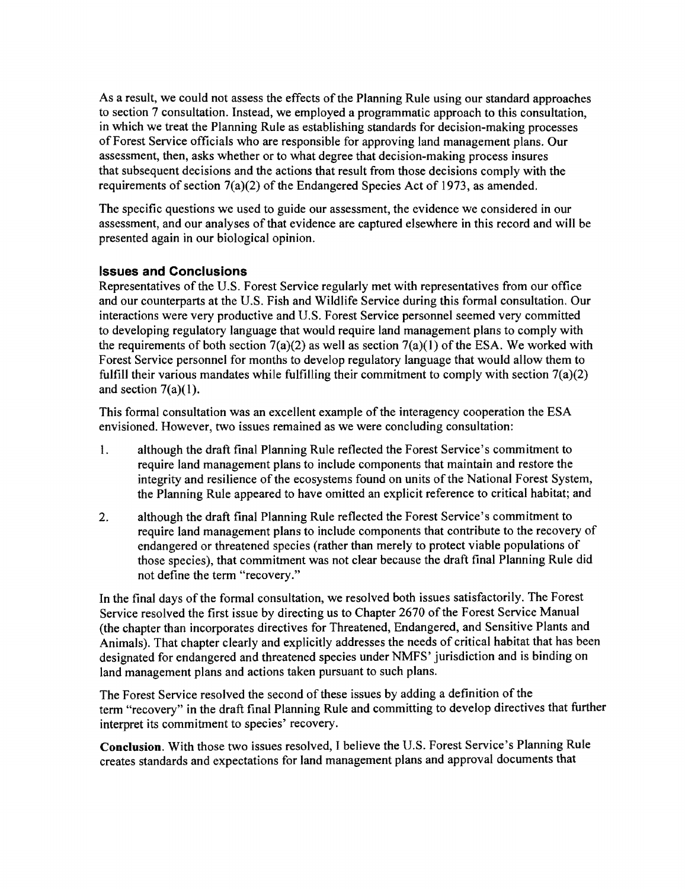As a result, we could not assess the effects of the Planning Rule using our standard approaches to section 7 consultation. Instead, we employed a programmatic approach to this consultation, in which we treat the Planning Rule as establishing standards for decision-making processes of Forest Service officials who are responsible for approving land management plans. Our assessment, then, asks whether or to what degree that decision-making process insures that subsequent decisions and the actions that result from those decisions comply with the requirements of section 7(a)(2) of the Endangered Species Act of 1973, as amended.

The specific questions we used to guide our assessment, the evidence we considered in our assessment, and our analyses of that evidence are captured elsewhere in this record and will be presented again in our biological opinion.

### Issues and Conclusions

Representatives of the U.S. Forest Service regularly met with representatives from our office and our counterparts at the U.S. Fish and Wildlife Service during this formal consultation. Our interactions were very productive and U.S. Forest Service personnel seemed very committed to developing regulatory language that would require land management plans to comply with the requirements of both section 7(a)(2) as well as section 7(a)(1) of the ESA. We worked with Forest Service personnel for months to develop regulatory language that would allow them to fulfill their various mandates while fulfilling their commitment to comply with section 7(a)(2) and section 7(a)(1).

This formal consultation was an excellent example of the interagency cooperation the ESA envisioned. However, two issues remained as we were concluding consultation:

1. although the draft final Planning Rule reflected the Forest Service's commitment to require land management plans to include components that maintain and restore the integrity and resilience of the ecosystems found on units of the National Forest System, the Planning Rule appeared to have omitted an explicit reference to critical habitat; and
2. although the draft final Planning Rule reflected the Forest Service's commitment to require land management plans to include components that contribute to the recovery of endangered or threatened species (rather than merely to protect viable populations of those species), that commitment was not clear because the draft final Planning Rule did not define the term "recovery."

In the final days of the formal consultation, we resolved both issues satisfactorily. The Forest Service resolved the first issue by directing us to Chapter 2670 of the Forest Service Manual (the chapter than incorporates directives for Threatened, Endangered, and Sensitive Plants and Animals). That chapter clearly and explicitly addresses the needs of critical habitat that has been designated for endangered and threatened species under NMFS' jurisdiction and is binding on land management plans and actions taken pursuant to such plans.

The Forest Service resolved the second of these issues by adding a definition of the term "recovery" in the draft final Planning Rule and committing to develop directives that further interpret its commitment to species' recovery.

**Conclusion.** With those two issues resolved, I believe the U.S. Forest Service's Planning Rule creates standards and expectations for land management plans and approval documents that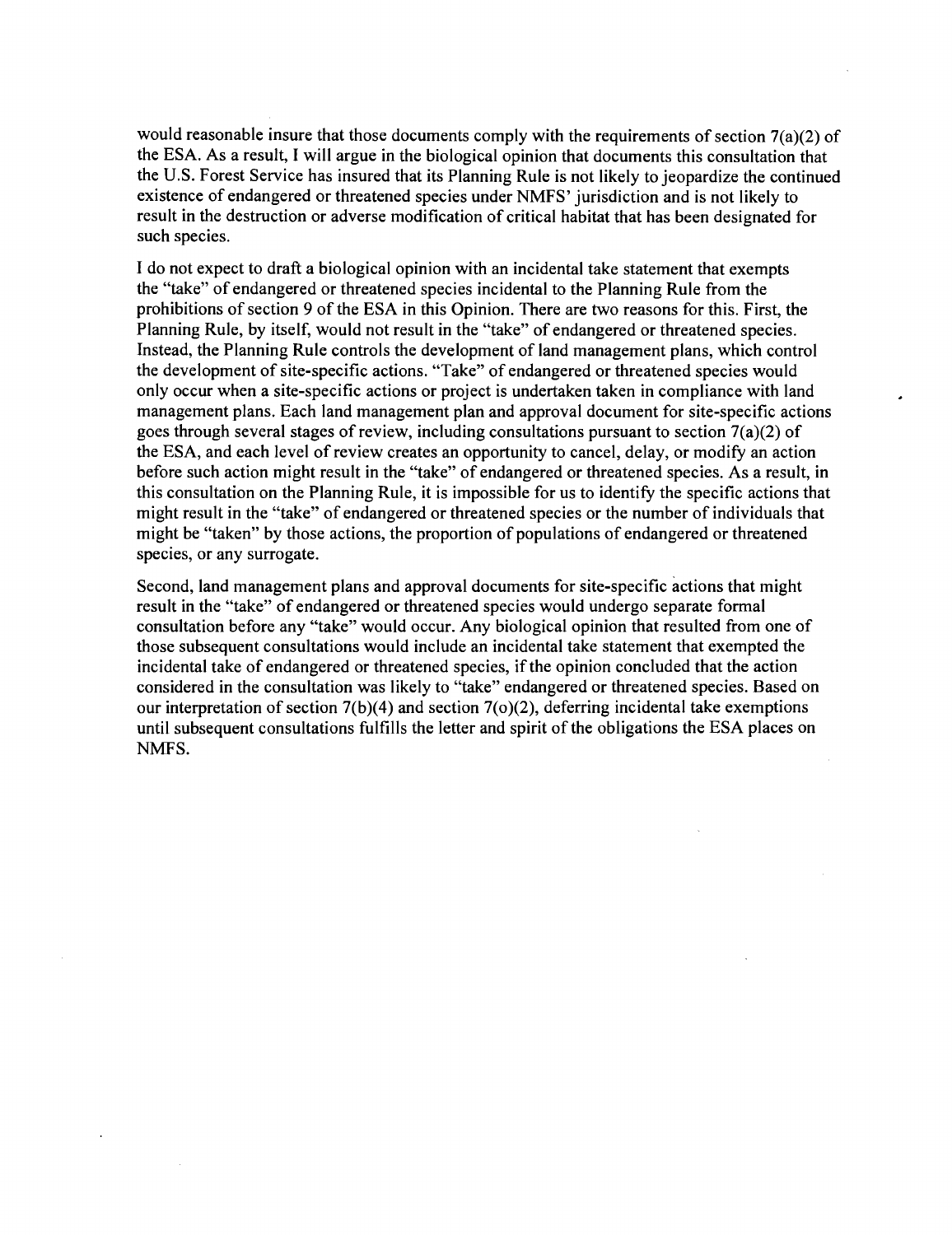would reasonable insure that those documents comply with the requirements of section 7(a)(2) of the ESA. As a result, I will argue in the biological opinion that documents this consultation that the U.S. Forest Service has insured that its Planning Rule is not likely to jeopardize the continued existence of endangered or threatened species under NMFS' jurisdiction and is not likely to result in the destruction or adverse modification of critical habitat that has been designated for such species.

I do not expect to draft a biological opinion with an incidental take statement that exempts the "take" of endangered or threatened species incidental to the Planning Rule from the prohibitions of section 9 of the ESA in this Opinion. There are two reasons for this. First, the Planning Rule, by itself, would not result in the "take" of endangered or threatened species. Instead, the Planning Rule controls the development of land management plans, which control the development of site-specific actions. "Take" of endangered or threatened species would only occur when a site-specific actions or project is undertaken taken in compliance with land management plans. Each land management plan and approval document for site-specific actions goes through several stages of review, including consultations pursuant to section 7(a)(2) of the ESA, and each level of review creates an opportunity to cancel, delay, or modify an action before such action might result in the "take" of endangered or threatened species. As a result, in this consultation on the Planning Rule, it is impossible for us to identify the specific actions that might result in the "take" of endangered or threatened species or the number of individuals that might be "taken" by those actions, the proportion of populations of endangered or threatened species, or any surrogate.

Second, land management plans and approval documents for site-specific actions that might result in the "take" of endangered or threatened species would undergo separate formal consultation before any "take" would occur. Any biological opinion that resulted from one of those subsequent consultations would include an incidental take statement that exempted the incidental take of endangered or threatened species, if the opinion concluded that the action considered in the consultation was likely to "take" endangered or threatened species. Based on our interpretation of section 7(b)(4) and section 7(o)(2), deferring incidental take exemptions until subsequent consultations fulfills the letter and spirit of the obligations the ESA places on NMFS.